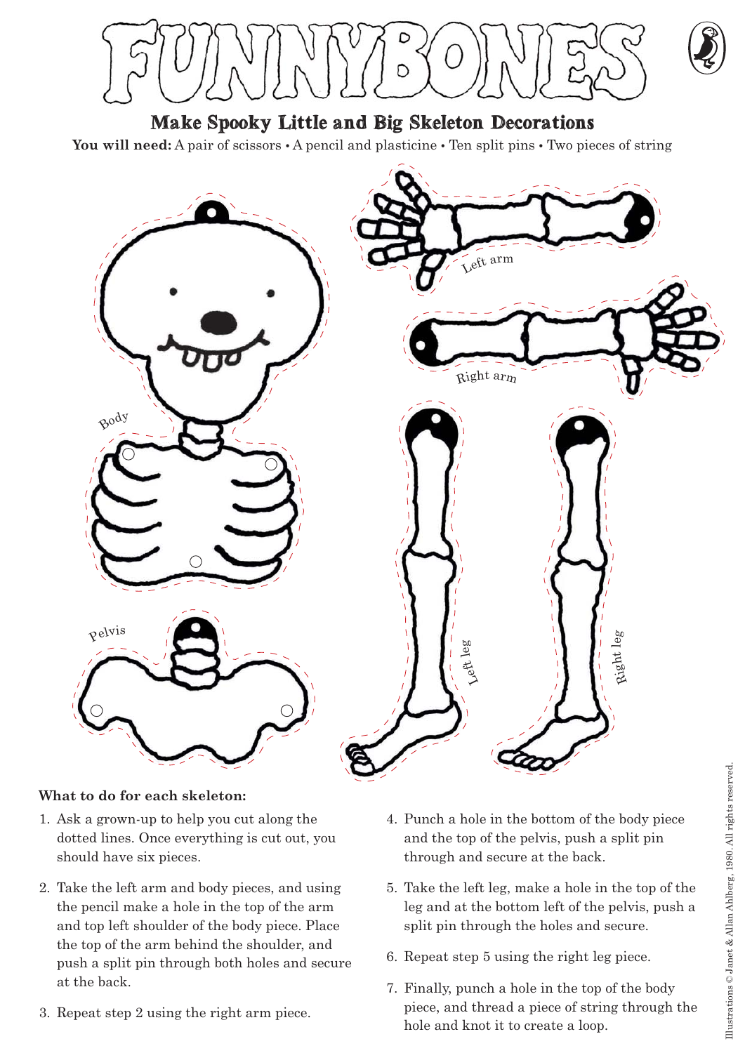# FUNNYBONES

## Make Spooky Little and Big Skeleton Decorations

**You will need:** A pair of scissors • A pencil and plasticine • Ten split pins • Two pieces of string

Body

Left arm

Right arm

Pelvis

Left leg

Right leg

**What to do for each skeleton:**

1. Ask a grown-up to help you cut along the dotted lines. Once everything is cut out, you should have six pieces.
2. Take the left arm and body pieces, and using the pencil make a hole in the top of the arm and top left shoulder of the body piece. Place the top of the arm behind the shoulder, and push a split pin through both holes and secure at the back.
3. Repeat step 2 using the right arm piece.
4. Punch a hole in the bottom of the body piece and the top of the pelvis, push a split pin through and secure at the back.
5. Take the left leg, make a hole in the top of the leg and at the bottom left of the pelvis, push a split pin through the holes and secure.
6. Repeat step 5 using the right leg piece.
7. Finally, punch a hole in the top of the body piece, and thread a piece of string through the hole and knot it to create a loop.

Illustrations © Janet & Allan Ahlberg, 1980. All rights reserved.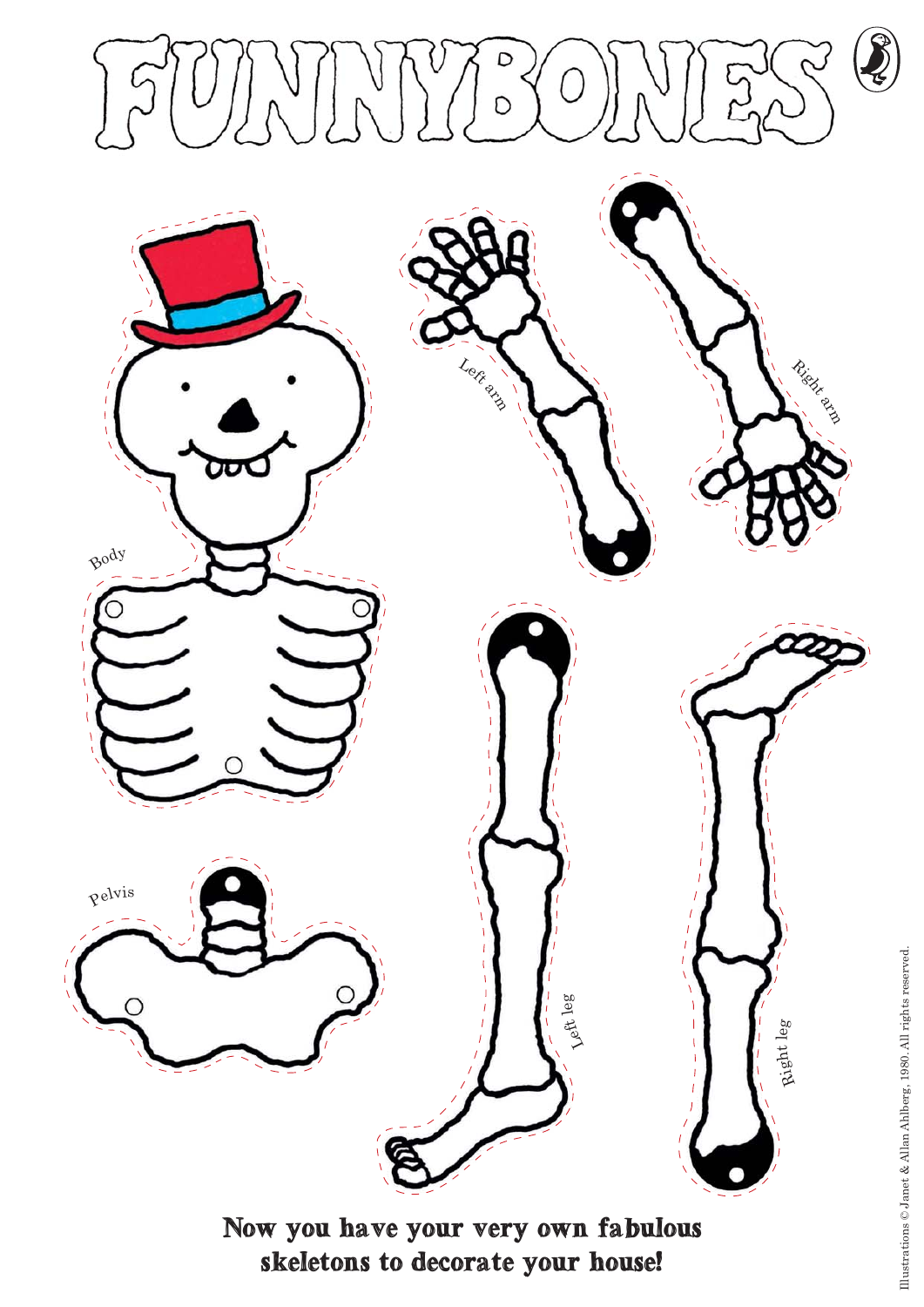# FUNNYBONES

Body

Left arm

Right arm

Pelvis

Left leg

Right leg

**Now you have your very own fabulous skeletons to decorate your house!**

Illustrations © Janet & Allan Ahlberg, 1980. All rights reserved.